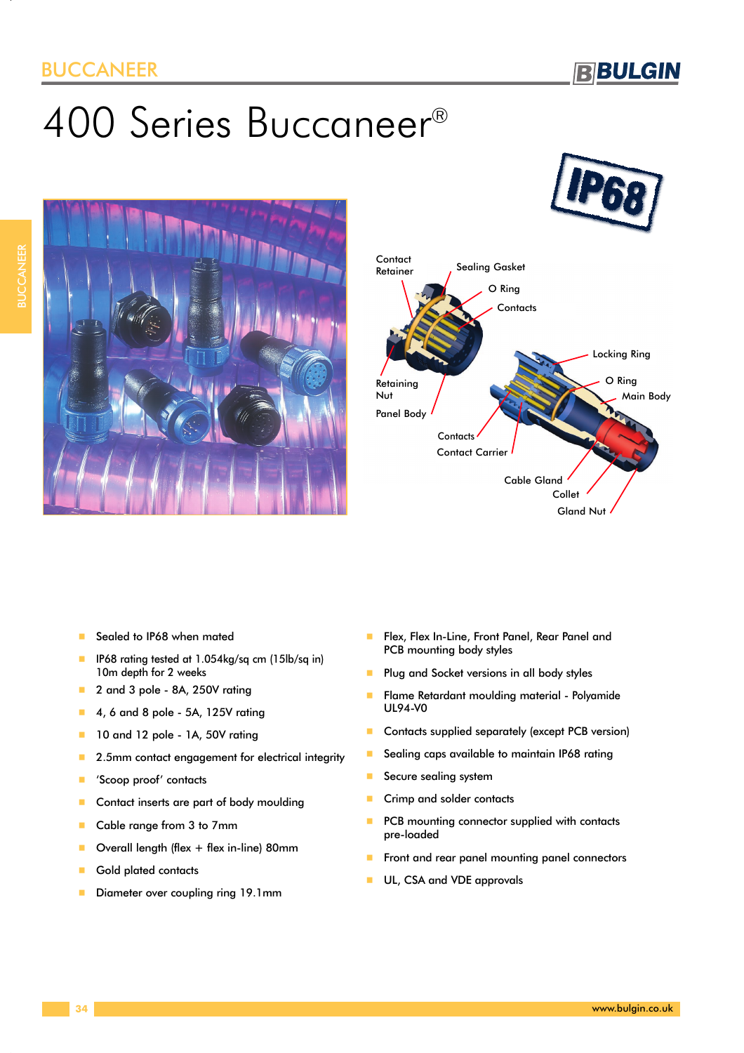# 400 Series Buccaneer®

- Sealed to IP68 when mated
- IP68 rating tested at 1.054kg/sq cm (15lb/sq in) 10m depth for 2 weeks
- 2 and 3 pole - 8A, 250V rating
- 4, 6 and 8 pole - 5A, 125V rating
- 10 and 12 pole - 1A, 50V rating
- 2.5mm contact engagement for electrical integrity
- 'Scoop proof' contacts
- Contact inserts are part of body moulding
- Cable range from 3 to 7mm
- Overall length (flex + flex in-line) 80mm
- Gold plated contacts
- Diameter over coupling ring 19.1mm
- Flex, Flex In-Line, Front Panel, Rear Panel and PCB mounting body styles
- Plug and Socket versions in all body styles
- Flame Retardant moulding material - Polyamide UL94-V0
- Contacts supplied separately (except PCB version)
- Sealing caps available to maintain IP68 rating
- Secure sealing system
- Crimp and solder contacts
- PCB mounting connector supplied with contacts pre-loaded
- Front and rear panel mounting panel connectors
- UL, CSA and VDE approvals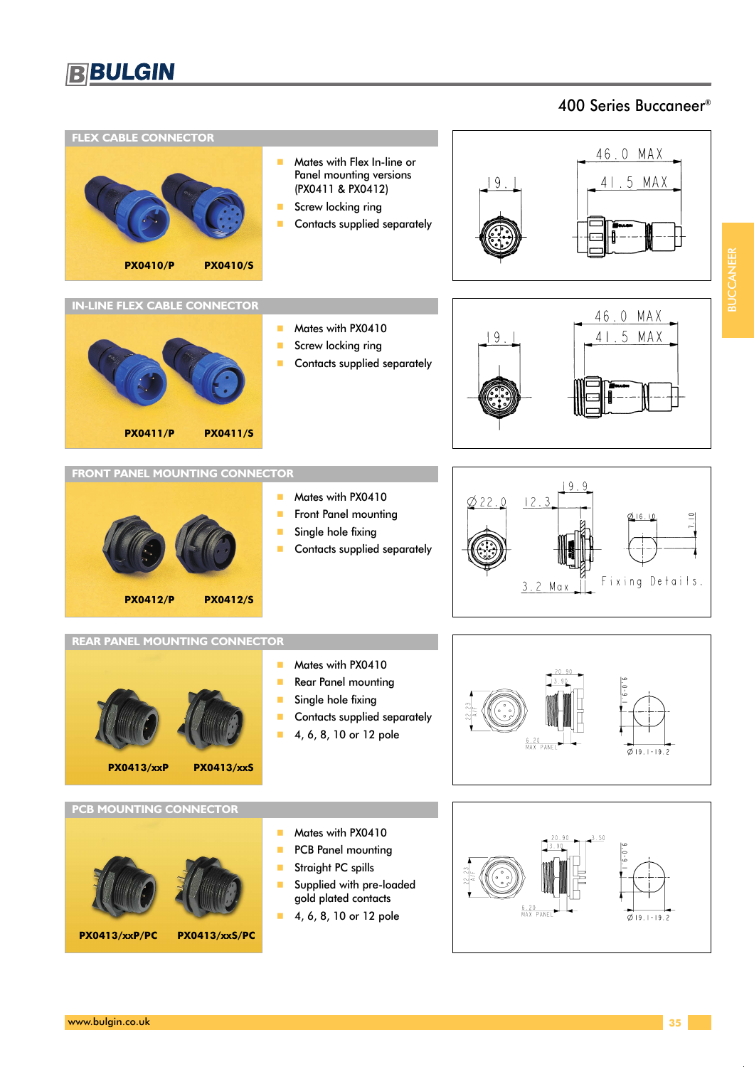# 400 Series Buccaneer®

## FLEX CABLE CONNECTOR

PX0410/P PX0410/S

- Mates with Flex In-line or Panel mounting versions (PX0411 & PX0412)
- Screw locking ring
- Contacts supplied separately

## IN-LINE FLEX CABLE CONNECTOR

PX0411/P PX0411/S

- Mates with PX0410
- Screw locking ring
- Contacts supplied separately

## FRONT PANEL MOUNTING CONNECTOR

PX0412/P PX0412/S

- Mates with PX0410
- Front Panel mounting
- Single hole fixing
- Contacts supplied separately

## REAR PANEL MOUNTING CONNECTOR

PX0413/xxP PX0413/xxS

- Mates with PX0410
- Rear Panel mounting
- Single hole fixing
- Contacts supplied separately
- 4, 6, 8, 10 or 12 pole

## PCB MOUNTING CONNECTOR

PX0413/xxP/PC PX0413/xxS/PC

- Mates with PX0410
- PCB Panel mounting
- Straight PC spills
- Supplied with pre-loaded gold plated contacts
- 4, 6, 8, 10 or 12 pole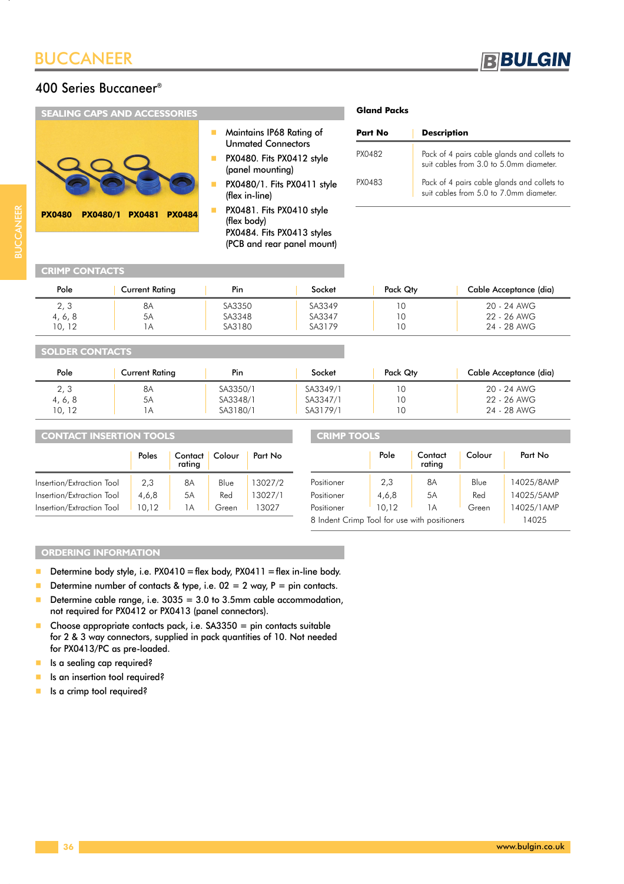# BUCCANEER

## 400 Series Buccaneer®

### SEALING CAPS AND ACCESSORIES

PX0480 PX0480/1 PX0481 PX0484

- Maintains IP68 Rating of Unmated Connectors
- PX0480. Fits PX0412 style (panel mounting)
- PX0480/1. Fits PX0411 style (flex in-line)
- PX0481. Fits PX0410 style (flex body) PX0484. Fits PX0413 styles (PCB and rear panel mount)

### Gland Packs

| Part No | Description |
|---|---|
| PX0482 | Pack of 4 pairs cable glands and collets to suit cables from 3.0 to 5.0mm diameter. |
| PX0483 | Pack of 4 pairs cable glands and collets to suit cables from 5.0 to 7.0mm diameter. |

### CRIMP CONTACTS

| Pole | Current Rating | Pin | Socket | Pack Qty | Cable Acceptance (dia) |
|---|---|---|---|---|---|
| 2, 3 | 8A | SA3350 | SA3349 | 10 | 20 - 24 AWG |
| 4, 6, 8 | 5A | SA3348 | SA3347 | 10 | 22 - 26 AWG |
| 10, 12 | 1A | SA3180 | SA3179 | 10 | 24 - 28 AWG |

### SOLDER CONTACTS

| Pole | Current Rating | Pin | Socket | Pack Qty | Cable Acceptance (dia) |
|---|---|---|---|---|---|
| 2, 3 | 8A | SA3350/1 | SA3349/1 | 10 | 20 - 24 AWG |
| 4, 6, 8 | 5A | SA3348/1 | SA3347/1 | 10 | 22 - 26 AWG |
| 10, 12 | 1A | SA3180/1 | SA3179/1 | 10 | 24 - 28 AWG |

### CONTACT INSERTION TOOLS

| | Poles | Contact rating | Colour | Part No |
|---|---|---|---|---|
| Insertion/Extraction Tool | 2,3 | 8A | Blue | 13027/2 |
| Insertion/Extraction Tool | 4,6,8 | 5A | Red | 13027/1 |
| Insertion/Extraction Tool | 10,12 | 1A | Green | 13027 |

### CRIMP TOOLS

| | Pole | Contact rating | Colour | Part No |
|---|---|---|---|---|
| Positioner | 2,3 | 8A | Blue | 14025/8AMP |
| Positioner | 4,6,8 | 5A | Red | 14025/5AMP |
| Positioner | 10,12 | 1A | Green | 14025/1AMP |
| 8 Indent Crimp Tool for use with positioners | | | | 14025 |

### ORDERING INFORMATION

- Determine body style, i.e. PX0410 = flex body, PX0411 = flex in-line body.
- Determine number of contacts & type, i.e. 02 = 2 way, P = pin contacts.
- Determine cable range, i.e. 3035 = 3.0 to 3.5mm cable accommodation, not required for PX0412 or PX0413 (panel connectors).
- Choose appropriate contacts pack, i.e. SA3350 = pin contacts suitable for 2 & 3 way connectors, supplied in pack quantities of 10. Not needed for PX0413/PC as pre-loaded.
- Is a sealing cap required?
- Is an insertion tool required?
- Is a crimp tool required?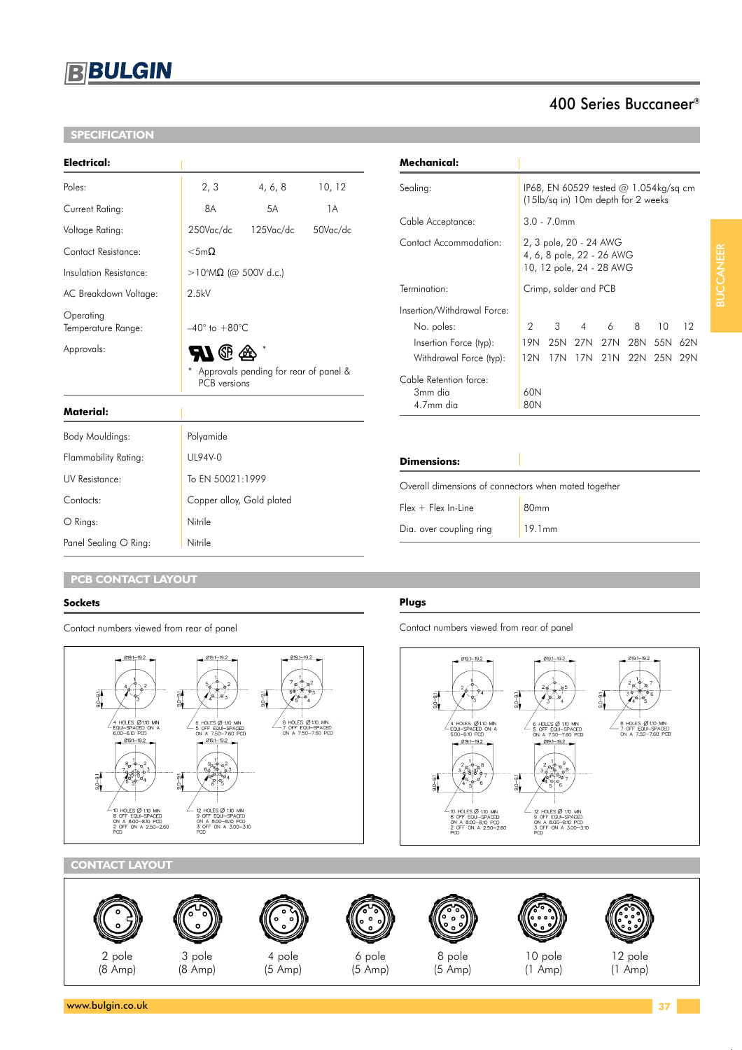# 400 Series Buccaneer®

## SPECIFICATION

### Electrical:

| | | | |
|---|---|---|---|
| Poles: | 2, 3 | 4, 6, 8 | 10, 12 |
| Current Rating: | 8A | 5A | 1A |
| Voltage Rating: | 250Vac/dc | 125Vac/dc | 50Vac/dc |
| Contact Resistance: | <5mΩ | | |
| Insulation Resistance: | >10⁴MΩ (@ 500V d.c.) | | |
| AC Breakdown Voltage: | 2.5kV | | |
| Operating Temperature Range: | –40° to +80°C | | |
| Approvals: | * Approvals pending for rear of panel & PCB versions | | |

### Material:

| | |
|---|---|
| Body Mouldings: | Polyamide |
| Flammability Rating: | UL94V-0 |
| UV Resistance: | To EN 50021:1999 |
| Contacts: | Copper alloy, Gold plated |
| O Rings: | Nitrile |
| Panel Sealing O Ring: | Nitrile |

### Mechanical:

| | | | | | | | |
|---|---|---|---|---|---|---|---|
| Sealing: | IP68, EN 60529 tested @ 1.054kg/sq cm (15lb/sq in) 10m depth for 2 weeks | | | | | | |
| Cable Acceptance: | 3.0 - 7.0mm | | | | | | |
| Contact Accommodation: | 2, 3 pole, 20 - 24 AWG<br>4, 6, 8 pole, 22 - 26 AWG<br>10, 12 pole, 24 - 28 AWG | | | | | | |
| Termination: | Crimp, solder and PCB | | | | | | |
| Insertion/Withdrawal Force: | | | | | | | |
| No. poles: | 2 | 3 | 4 | 6 | 8 | 10 | 12 |
| Insertion Force (typ): | 19N | 25N | 27N | 27N | 28N | 55N | 62N |
| Withdrawal Force (typ): | 12N | 17N | 17N | 21N | 22N | 25N | 29N |
| Cable Retention force: | | | | | | | |
| 3mm dia | 60N | | | | | | |
| 4.7mm dia | 80N | | | | | | |

### Dimensions:

Overall dimensions of connectors when mated together

| | |
|---|---|
| Flex + Flex In-Line | 80mm |
| Dia. over coupling ring | 19.1mm |

## PCB CONTACT LAYOUT

### Sockets

Contact numbers viewed from rear of panel

- 4 HOLES Ø 1.10 MIN EQUI-SPACED ON A 6.00–6.10 PCD
- 6 HOLES Ø 1.10 MIN 5 OFF EQUI-SPACED ON A 7.50–7.60 PCD
- 8 HOLES Ø 1.10 MIN 7 OFF EQUI-SPACED ON A 7.50–7.60 PCD
- 10 HOLES Ø 1.10 MIN 8 OFF EQUI-SPACED ON A 8.00–8.10 PCD 2 OFF ON A 2.50–2.60 PCD
- 12 HOLES Ø 1.10 MIN 9 OFF EQUI-SPACED ON A 8.00–8.10 PCD 3 OFF ON A 3.00–3.10 PCD

### Plugs

Contact numbers viewed from rear of panel

- 4 HOLES Ø 1.10 MIN EQUI-SPACED ON A 6.00–6.10 PCD
- 6 HOLES Ø 1.10 MIN 5 OFF EQUI-SPACED ON A 7.50–7.60 PCD
- 8 HOLES Ø 1.10 MIN 7 OFF EQUI-SPACED ON A 7.50–7.60 PCD
- 10 HOLES Ø 1.10 MIN 8 OFF EQUI-SPACED ON A 8.00–8.10 PCD 2 OFF ON A 2.50–2.60 PCD
- 12 HOLES Ø 1.10 MIN 9 OFF EQUI-SPACED ON A 8.00–8.10 PCD 3 OFF ON A 3.00–3.10 PCD

## CONTACT LAYOUT

| 2 pole (8 Amp) | 3 pole (8 Amp) | 4 pole (5 Amp) | 6 pole (5 Amp) | 8 pole (5 Amp) | 10 pole (1 Amp) | 12 pole (1 Amp) |
|---|---|---|---|---|---|---|

www.bulgin.co.uk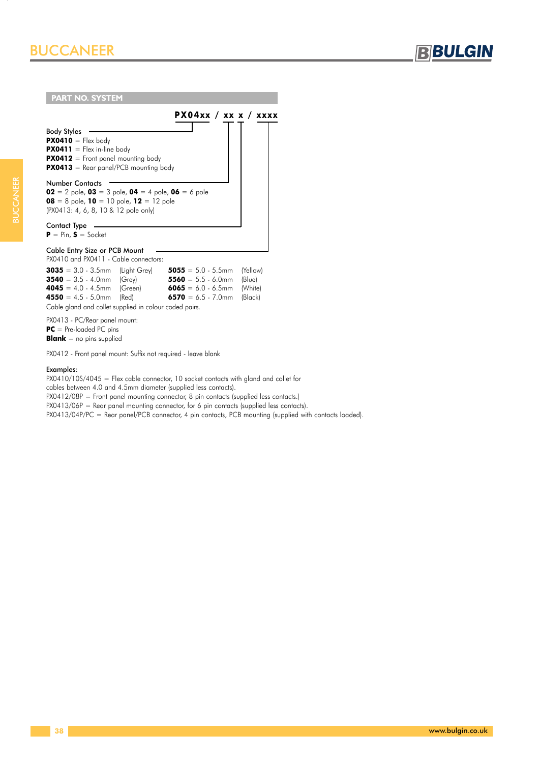## PART NO. SYSTEM

**PX04xx / xx x / xxxx**

Body Styles
**PX0410** = Flex body
**PX0411** = Flex in-line body
**PX0412** = Front panel mounting body
**PX0413** = Rear panel/PCB mounting body

Number Contacts
**02** = 2 pole, **03** = 3 pole, **04** = 4 pole, **06** = 6 pole
**08** = 8 pole, **10** = 10 pole, **12** = 12 pole
(PX0413: 4, 6, 8, 10 & 12 pole only)

Contact Type
**P** = Pin, **S** = Socket

Cable Entry Size or PCB Mount
PX0410 and PX0411 - Cable connectors:

| | | | |
|---|---|---|---|
| **3035** = 3.0 - 3.5mm | (Light Grey) | **5055** = 5.0 - 5.5mm | (Yellow) |
| **3540** = 3.5 - 4.0mm | (Grey) | **5560** = 5.5 - 6.0mm | (Blue) |
| **4045** = 4.0 - 4.5mm | (Green) | **6065** = 6.0 - 6.5mm | (White) |
| **4550** = 4.5 - 5.0mm | (Red) | **6570** = 6.5 - 7.0mm | (Black) |

Cable gland and collet supplied in colour coded pairs.

PX0413 - PC/Rear panel mount:
**PC** = Pre-loaded PC pins
**Blank** = no pins supplied

PX0412 - Front panel mount: Suffix not required - leave blank

Examples:
PX0410/10S/4045 = Flex cable connector, 10 socket contacts with gland and collet for cables between 4.0 and 4.5mm diameter (supplied less contacts).
PX0412/08P = Front panel mounting connector, 8 pin contacts (supplied less contacts.)
PX0413/06P = Rear panel mounting connector, for 6 pin contacts (supplied less contacts).
PX0413/04P/PC = Rear panel/PCB connector, 4 pin contacts, PCB mounting (supplied with contacts loaded).